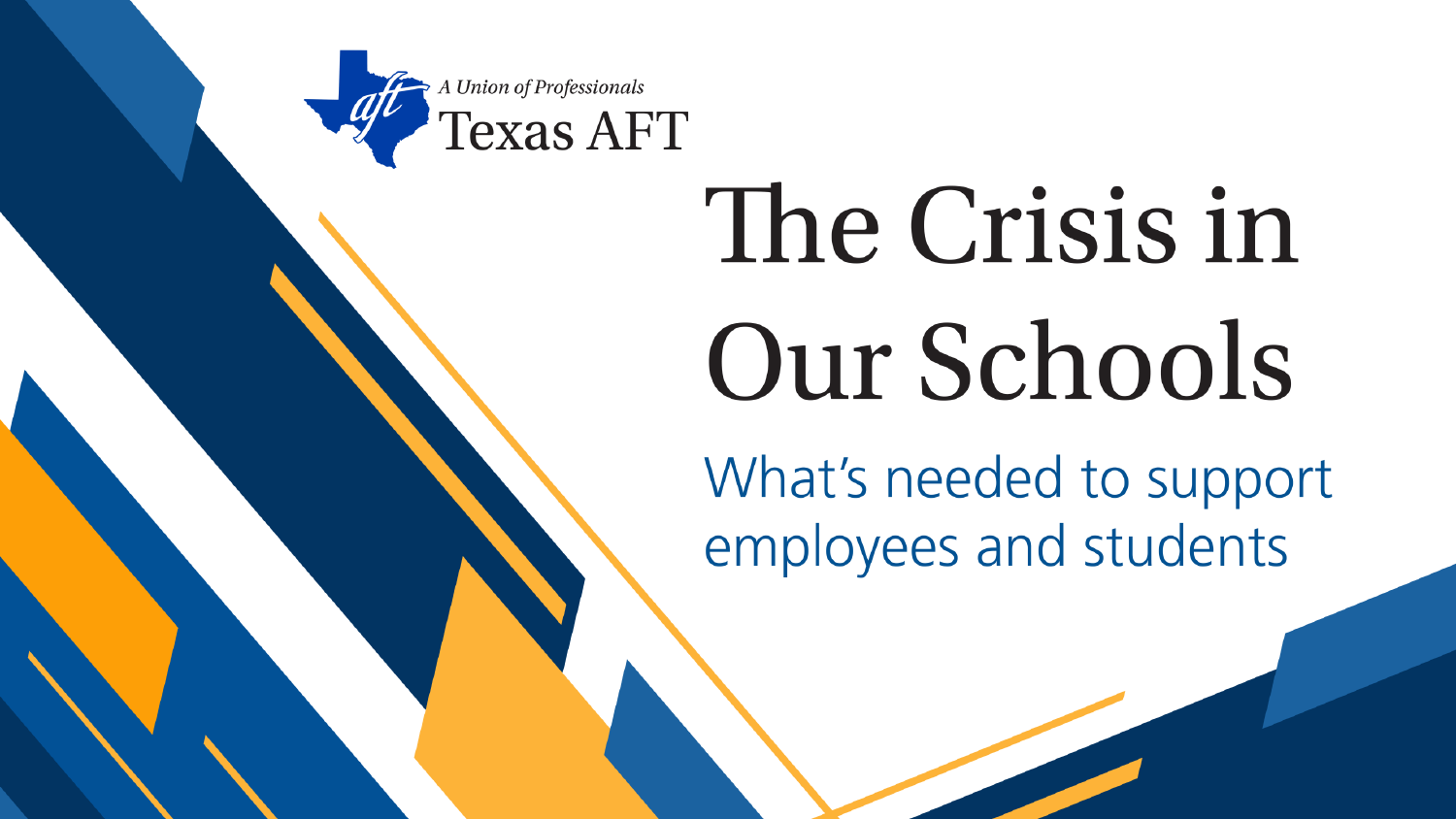A Union of Professionals

Texas AFT

# The Crisis in Our Schools

## What's needed to support employees and students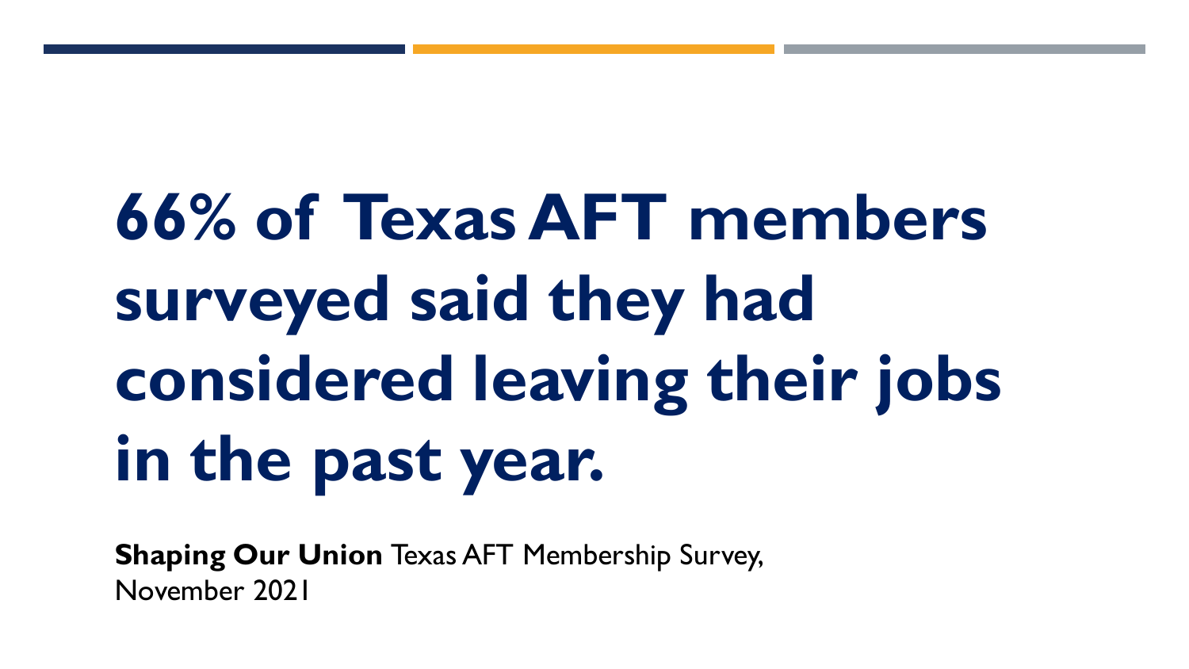# 66% of Texas AFT members surveyed said they had considered leaving their jobs in the past year.

**Shaping Our Union** Texas AFT Membership Survey, November 2021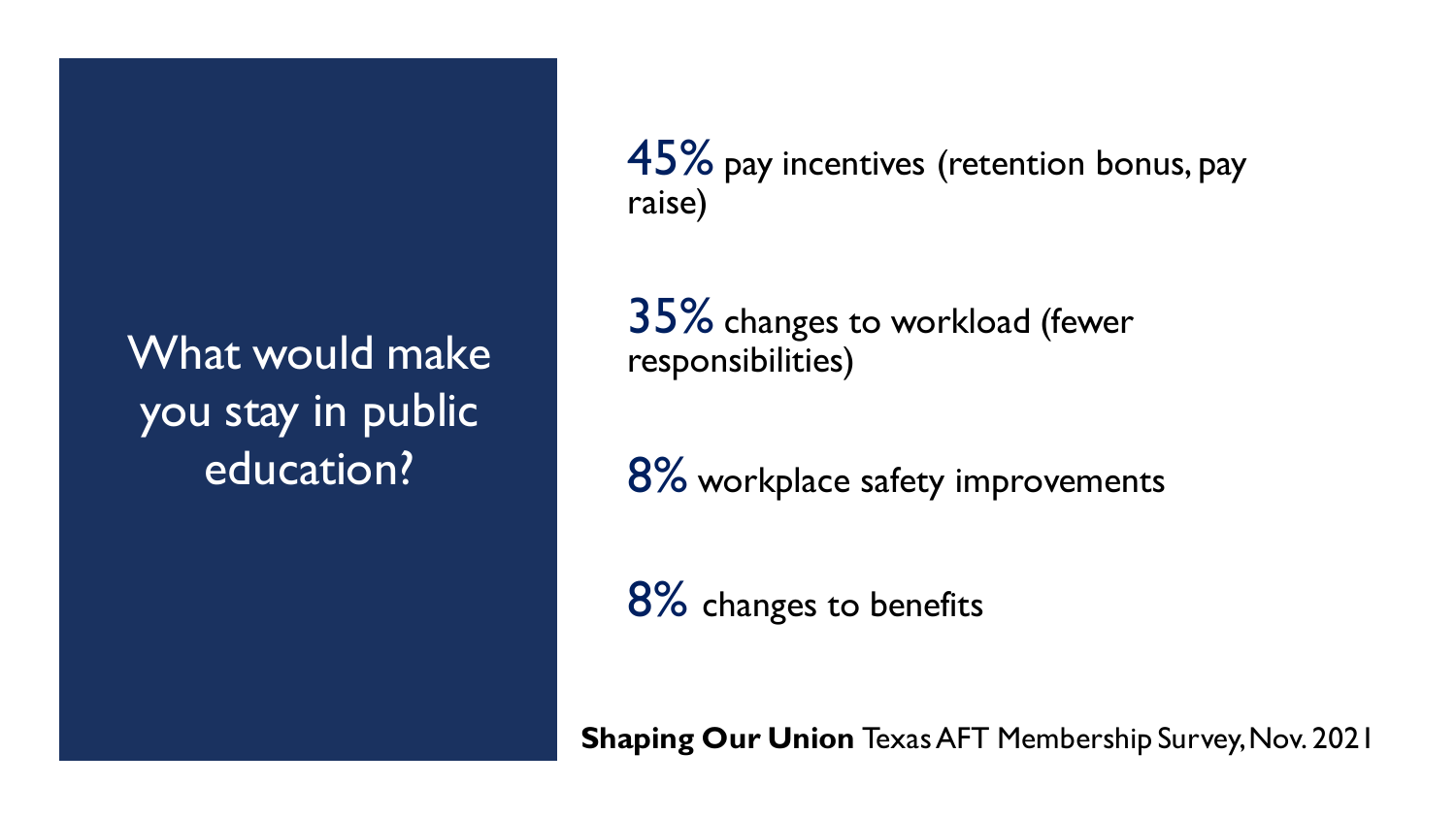# What would make you stay in public education?

**45%** pay incentives (retention bonus, pay raise)

**35%** changes to workload (fewer responsibilities)

**8%** workplace safety improvements

**8%** changes to benefits

**Shaping Our Union** Texas AFT Membership Survey, Nov. 2021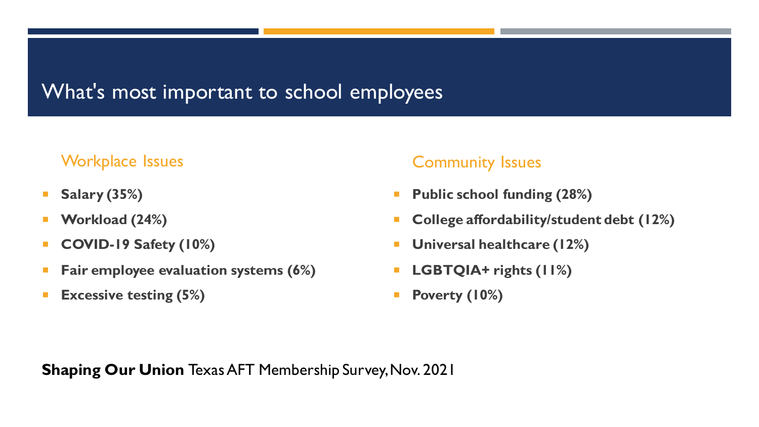# What's most important to school employees

## Workplace Issues

- **Salary (35%)**
- **Workload (24%)**
- **COVID-19 Safety (10%)**
- **Fair employee evaluation systems (6%)**
- **Excessive testing (5%)**

## Community Issues

- **Public school funding (28%)**
- **College affordability/student debt (12%)**
- **Universal healthcare (12%)**
- **LGBTQIA+ rights (11%)**
- **Poverty (10%)**

**Shaping Our Union** Texas AFT Membership Survey, Nov. 2021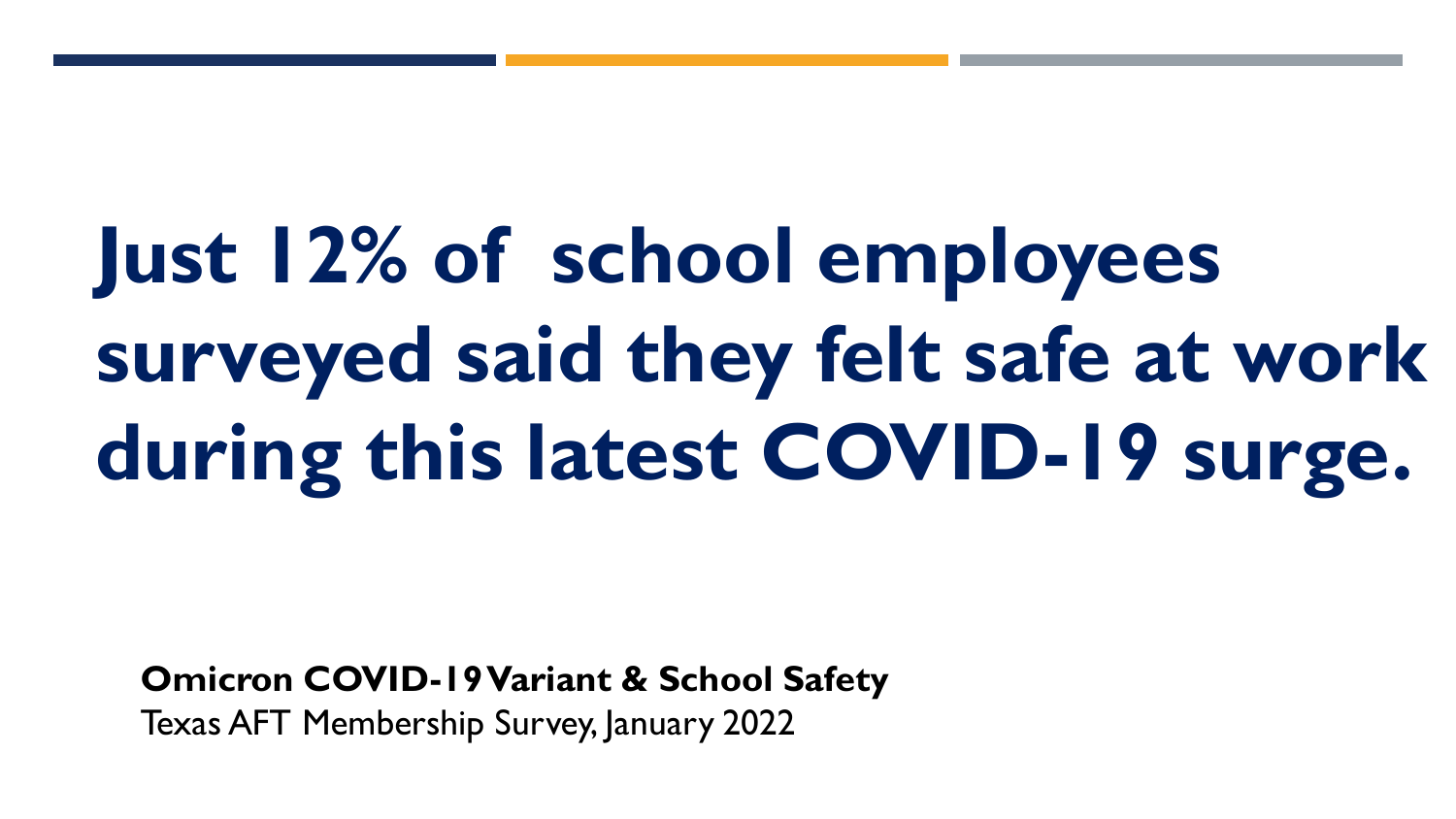# Just 12% of school employees surveyed said they felt safe at work during this latest COVID-19 surge.

**Omicron COVID-19 Variant & School Safety**
Texas AFT Membership Survey, January 2022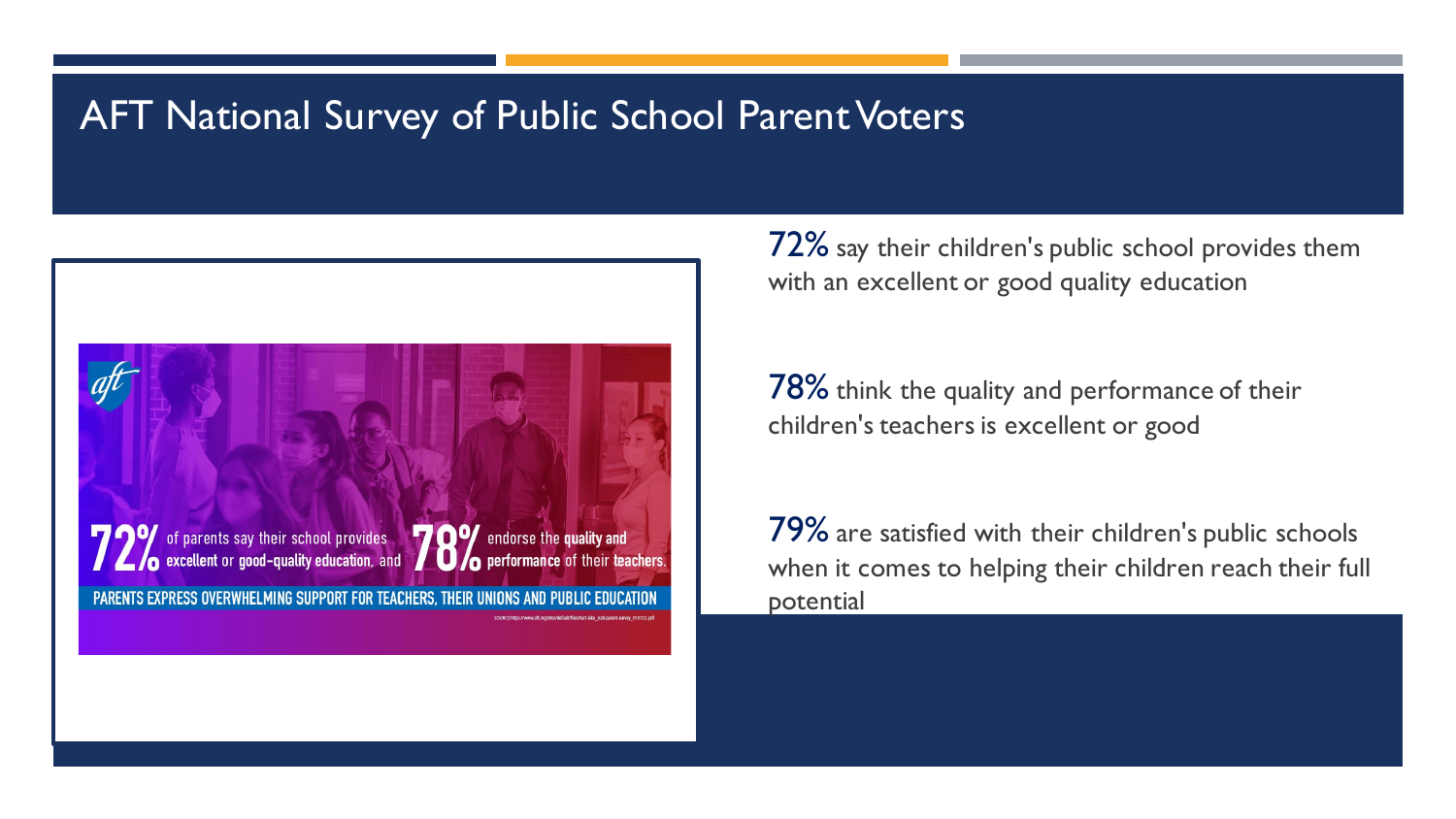# AFT National Survey of Public School Parent Voters

72% of parents say their school provides excellent or good-quality education, and 78% endorse the quality and performance of their teachers.

PARENTS EXPRESS OVERWHELMING SUPPORT FOR TEACHERS, THEIR UNIONS AND PUBLIC EDUCATION

**72%** say their children's public school provides them with an excellent or good quality education

**78%** think the quality and performance of their children's teachers is excellent or good

**79%** are satisfied with their children's public schools when it comes to helping their children reach their full potential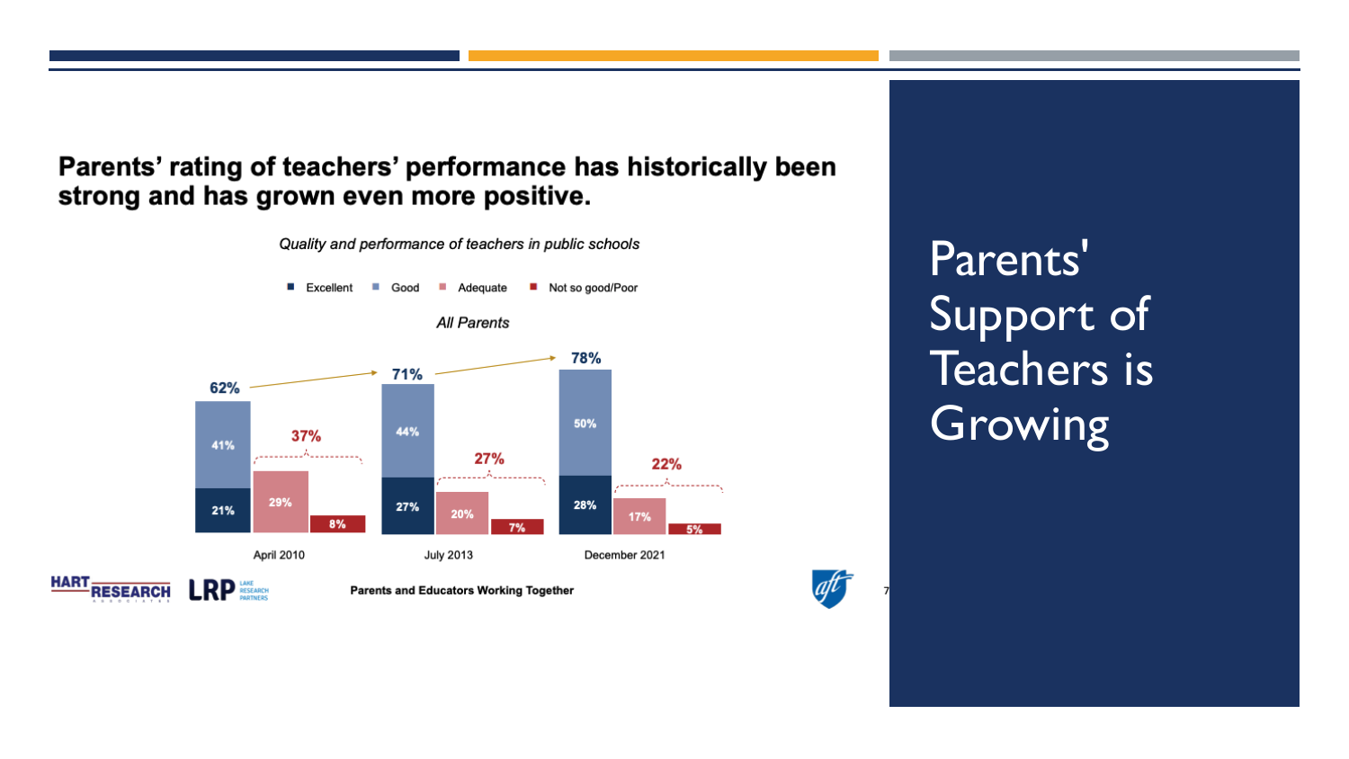# Parents' Support of Teachers is Growing

**Parents' rating of teachers' performance has historically been strong and has grown even more positive.**

*Quality and performance of teachers in public schools*

Excellent   Good   Adequate   Not so good/Poor

*All Parents*

62%
41%
21%
37%
29%
8%
April 2010

71%
44%
27%
27%
20%
7%
July 2013

78%
50%
28%
22%
17%
5%
December 2021

HART RESEARCH   LRP LAKE RESEARCH PARTNERS

Parents and Educators Working Together

aft